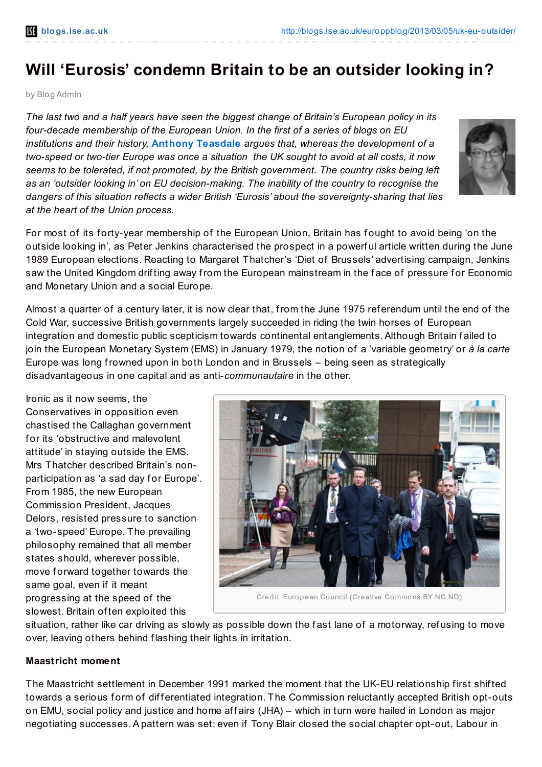# Will 'Eurosis' condemn Britain to be an outsider looking in?

by Blog Admin

*The last two and a half years have seen the biggest change of Britain's European policy in its four-decade membership of the European Union. In the first of a series of blogs on EU institutions and their history,* **Anthony Teasdale** *argues that, whereas the development of a two-speed or two-tier Europe was once a situation the UK sought to avoid at all costs, it now seems to be tolerated, if not promoted, by the British government. The country risks being left as an 'outsider looking in' on EU decision-making. The inability of the country to recognise the dangers of this situation reflects a wider British 'Eurosis' about the sovereignty-sharing that lies at the heart of the Union process.*

For most of its forty-year membership of the European Union, Britain has fought to avoid being 'on the outside looking in', as Peter Jenkins characterised the prospect in a powerful article written during the June 1989 European elections. Reacting to Margaret Thatcher's 'Diet of Brussels' advertising campaign, Jenkins saw the United Kingdom drifting away from the European mainstream in the face of pressure for Economic and Monetary Union and a social Europe.

Almost a quarter of a century later, it is now clear that, from the June 1975 referendum until the end of the Cold War, successive British governments largely succeeded in riding the twin horses of European integration and domestic public scepticism towards continental entanglements. Although Britain failed to join the European Monetary System (EMS) in January 1979, the notion of a 'variable geometry' or *à la carte* Europe was long frowned upon in both London and in Brussels – being seen as strategically disadvantageous in one capital and as anti-*communautaire* in the other.

Ironic as it now seems, the Conservatives in opposition even chastised the Callaghan government for its 'obstructive and malevolent attitude' in staying outside the EMS. Mrs Thatcher described Britain's non-participation as 'a sad day for Europe'. From 1985, the new European Commission President, Jacques Delors, resisted pressure to sanction a 'two-speed' Europe. The prevailing philosophy remained that all member states should, wherever possible, move forward together towards the same goal, even if it meant progressing at the speed of the slowest. Britain often exploited this situation, rather like car driving as slowly as possible down the fast lane of a motorway, refusing to move over, leaving others behind flashing their lights in irritation.

Credit: European Council (Creative Commons BY NC ND)

**Maastricht moment**

The Maastricht settlement in December 1991 marked the moment that the UK-EU relationship first shifted towards a serious form of differentiated integration. The Commission reluctantly accepted British opt-outs on EMU, social policy and justice and home affairs (JHA) – which in turn were hailed in London as major negotiating successes. A pattern was set: even if Tony Blair closed the social chapter opt-out, Labour in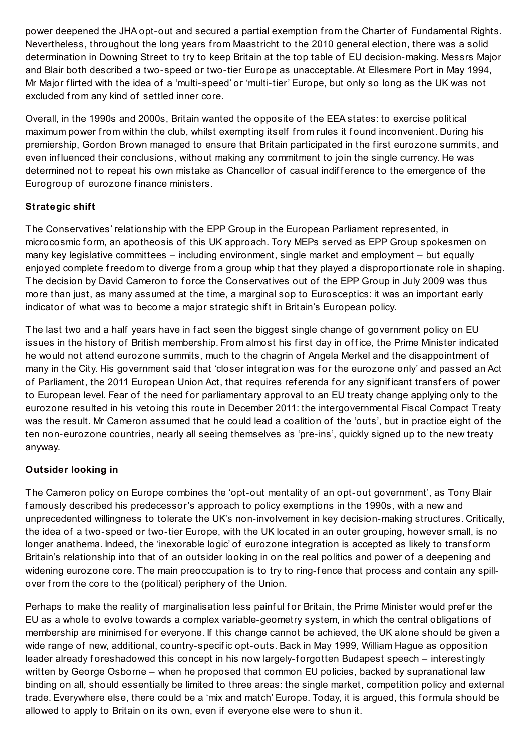power deepened the JHA opt-out and secured a partial exemption from the Charter of Fundamental Rights. Nevertheless, throughout the long years from Maastricht to the 2010 general election, there was a solid determination in Downing Street to try to keep Britain at the top table of EU decision-making. Messrs Major and Blair both described a two-speed or two-tier Europe as unacceptable. At Ellesmere Port in May 1994, Mr Major flirted with the idea of a 'multi-speed' or 'multi-tier' Europe, but only so long as the UK was not excluded from any kind of settled inner core.

Overall, in the 1990s and 2000s, Britain wanted the opposite of the EEA states: to exercise political maximum power from within the club, whilst exempting itself from rules it found inconvenient. During his premiership, Gordon Brown managed to ensure that Britain participated in the first eurozone summits, and even influenced their conclusions, without making any commitment to join the single currency. He was determined not to repeat his own mistake as Chancellor of casual indifference to the emergence of the Eurogroup of eurozone finance ministers.

**Strategic shift**

The Conservatives' relationship with the EPP Group in the European Parliament represented, in microcosmic form, an apotheosis of this UK approach. Tory MEPs served as EPP Group spokesmen on many key legislative committees – including environment, single market and employment – but equally enjoyed complete freedom to diverge from a group whip that they played a disproportionate role in shaping. The decision by David Cameron to force the Conservatives out of the EPP Group in July 2009 was thus more than just, as many assumed at the time, a marginal sop to Eurosceptics: it was an important early indicator of what was to become a major strategic shift in Britain's European policy.

The last two and a half years have in fact seen the biggest single change of government policy on EU issues in the history of British membership. From almost his first day in office, the Prime Minister indicated he would not attend eurozone summits, much to the chagrin of Angela Merkel and the disappointment of many in the City. His government said that 'closer integration was for the eurozone only' and passed an Act of Parliament, the 2011 European Union Act, that requires referenda for any significant transfers of power to European level. Fear of the need for parliamentary approval to an EU treaty change applying only to the eurozone resulted in his vetoing this route in December 2011: the intergovernmental Fiscal Compact Treaty was the result. Mr Cameron assumed that he could lead a coalition of the 'outs', but in practice eight of the ten non-eurozone countries, nearly all seeing themselves as 'pre-ins', quickly signed up to the new treaty anyway.

**Outsider looking in**

The Cameron policy on Europe combines the 'opt-out mentality of an opt-out government', as Tony Blair famously described his predecessor's approach to policy exemptions in the 1990s, with a new and unprecedented willingness to tolerate the UK's non-involvement in key decision-making structures. Critically, the idea of a two-speed or two-tier Europe, with the UK located in an outer grouping, however small, is no longer anathema. Indeed, the 'inexorable logic' of eurozone integration is accepted as likely to transform Britain's relationship into that of an outsider looking in on the real politics and power of a deepening and widening eurozone core. The main preoccupation is to try to ring-fence that process and contain any spill-over from the core to the (political) periphery of the Union.

Perhaps to make the reality of marginalisation less painful for Britain, the Prime Minister would prefer the EU as a whole to evolve towards a complex variable-geometry system, in which the central obligations of membership are minimised for everyone. If this change cannot be achieved, the UK alone should be given a wide range of new, additional, country-specific opt-outs. Back in May 1999, William Hague as opposition leader already foreshadowed this concept in his now largely-forgotten Budapest speech – interestingly written by George Osborne – when he proposed that common EU policies, backed by supranational law binding on all, should essentially be limited to three areas: the single market, competition policy and external trade. Everywhere else, there could be a 'mix and match' Europe. Today, it is argued, this formula should be allowed to apply to Britain on its own, even if everyone else were to shun it.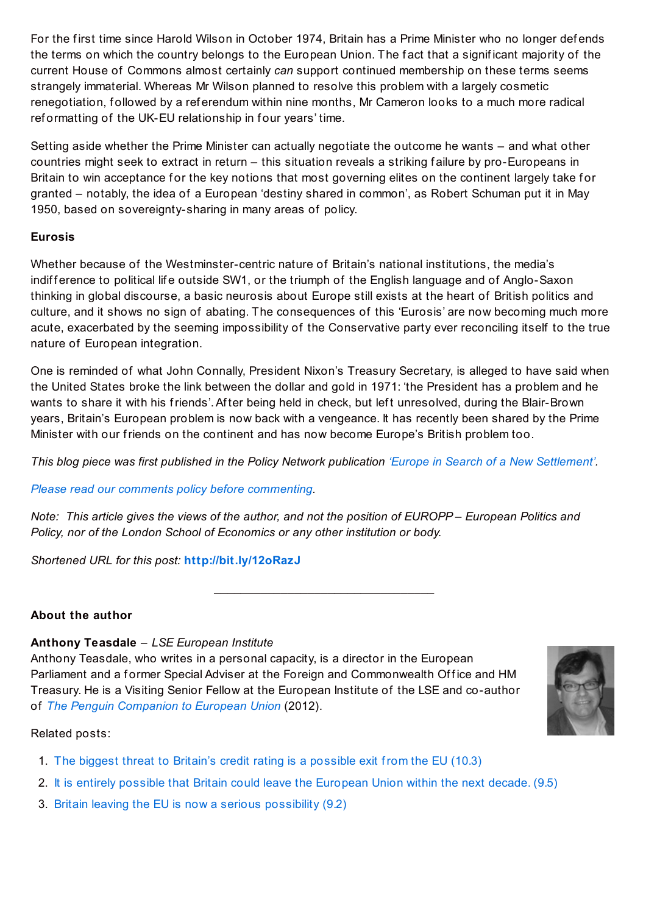For the first time since Harold Wilson in October 1974, Britain has a Prime Minister who no longer defends the terms on which the country belongs to the European Union. The fact that a significant majority of the current House of Commons almost certainly *can* support continued membership on these terms seems strangely immaterial. Whereas Mr Wilson planned to resolve this problem with a largely cosmetic renegotiation, followed by a referendum within nine months, Mr Cameron looks to a much more radical reformatting of the UK-EU relationship in four years' time.

Setting aside whether the Prime Minister can actually negotiate the outcome he wants – and what other countries might seek to extract in return – this situation reveals a striking failure by pro-Europeans in Britain to win acceptance for the key notions that most governing elites on the continent largely take for granted – notably, the idea of a European 'destiny shared in common', as Robert Schuman put it in May 1950, based on sovereignty-sharing in many areas of policy.

**Eurosis**

Whether because of the Westminster-centric nature of Britain's national institutions, the media's indifference to political life outside SW1, or the triumph of the English language and of Anglo-Saxon thinking in global discourse, a basic neurosis about Europe still exists at the heart of British politics and culture, and it shows no sign of abating. The consequences of this 'Eurosis' are now becoming much more acute, exacerbated by the seeming impossibility of the Conservative party ever reconciling itself to the true nature of European integration.

One is reminded of what John Connally, President Nixon's Treasury Secretary, is alleged to have said when the United States broke the link between the dollar and gold in 1971: 'the President has a problem and he wants to share it with his friends'. After being held in check, but left unresolved, during the Blair-Brown years, Britain's European problem is now back with a vengeance. It has recently been shared by the Prime Minister with our friends on the continent and has now become Europe's British problem too.

*This blog piece was first published in the Policy Network publication 'Europe in Search of a New Settlement'.*

*Please read our comments policy before commenting.*

*Note: This article gives the views of the author, and not the position of EUROPP – European Politics and Policy, nor of the London School of Economics or any other institution or body.*

*Shortened URL for this post:* **http://bit.ly/12oRazJ**

---

**About the author**

**Anthony Teasdale** – *LSE European Institute*
Anthony Teasdale, who writes in a personal capacity, is a director in the European Parliament and a former Special Adviser at the Foreign and Commonwealth Office and HM Treasury. He is a Visiting Senior Fellow at the European Institute of the LSE and co-author of *The Penguin Companion to European Union* (2012).

Related posts:

1. The biggest threat to Britain's credit rating is a possible exit from the EU (10.3)
2. It is entirely possible that Britain could leave the European Union within the next decade. (9.5)
3. Britain leaving the EU is now a serious possibility (9.2)